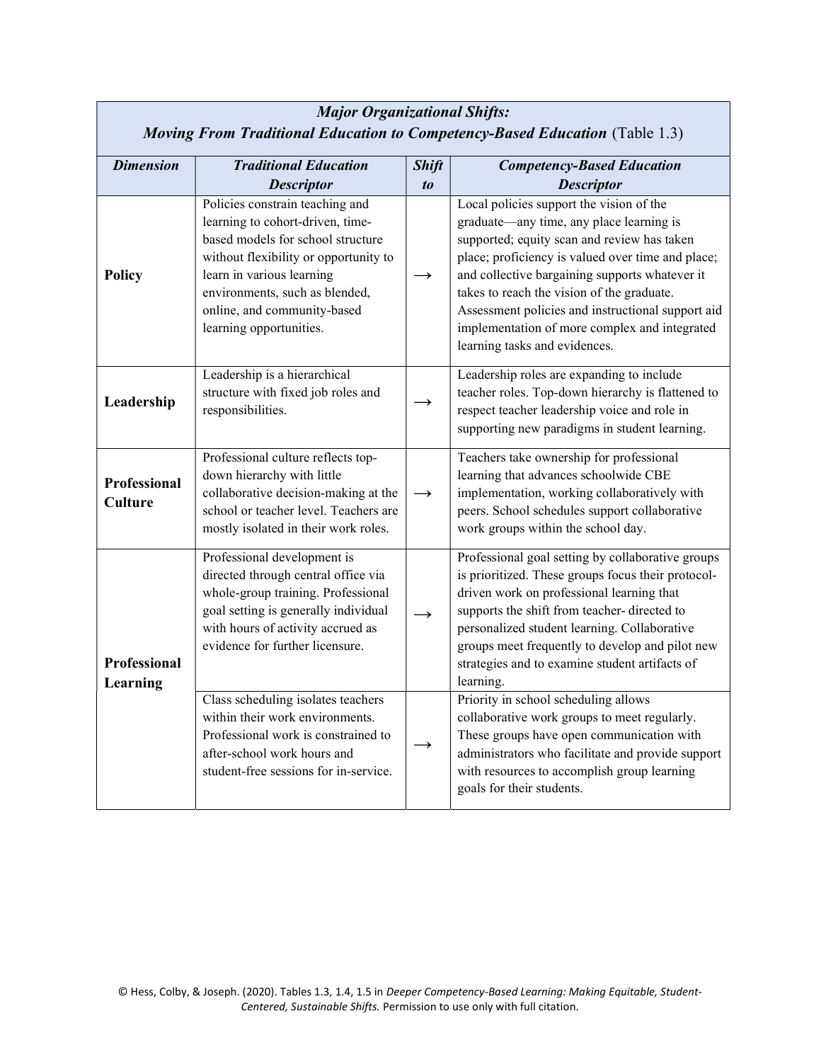| ***Major Organizational Shifts: Moving From Traditional Education to Competency-Based Education*** (Table 1.3) | | | |
|---|---|---|---|
| ***Dimension*** | ***Traditional Education Descriptor*** | ***Shift to*** | ***Competency-Based Education Descriptor*** |
| **Policy** | Policies constrain teaching and learning to cohort-driven, time-based models for school structure without flexibility or opportunity to learn in various learning environments, such as blended, online, and community-based learning opportunities. | → | Local policies support the vision of the graduate—any time, any place learning is supported; equity scan and review has taken place; proficiency is valued over time and place; and collective bargaining supports whatever it takes to reach the vision of the graduate. Assessment policies and instructional support aid implementation of more complex and integrated learning tasks and evidences. |
| **Leadership** | Leadership is a hierarchical structure with fixed job roles and responsibilities. | → | Leadership roles are expanding to include teacher roles. Top-down hierarchy is flattened to respect teacher leadership voice and role in supporting new paradigms in student learning. |
| **Professional Culture** | Professional culture reflects top-down hierarchy with little collaborative decision-making at the school or teacher level. Teachers are mostly isolated in their work roles. | → | Teachers take ownership for professional learning that advances schoolwide CBE implementation, working collaboratively with peers. School schedules support collaborative work groups within the school day. |
| **Professional Learning** | Professional development is directed through central office via whole-group training. Professional goal setting is generally individual with hours of activity accrued as evidence for further licensure. | → | Professional goal setting by collaborative groups is prioritized. These groups focus their protocol-driven work on professional learning that supports the shift from teacher- directed to personalized student learning. Collaborative groups meet frequently to develop and pilot new strategies and to examine student artifacts of learning. |
| | Class scheduling isolates teachers within their work environments. Professional work is constrained to after-school work hours and student-free sessions for in-service. | → | Priority in school scheduling allows collaborative work groups to meet regularly. These groups have open communication with administrators who facilitate and provide support with resources to accomplish group learning goals for their students. |

© Hess, Colby, & Joseph. (2020). Tables 1.3, 1.4, 1.5 in *Deeper Competency-Based Learning: Making Equitable, Student-Centered, Sustainable Shifts.* Permission to use only with full citation.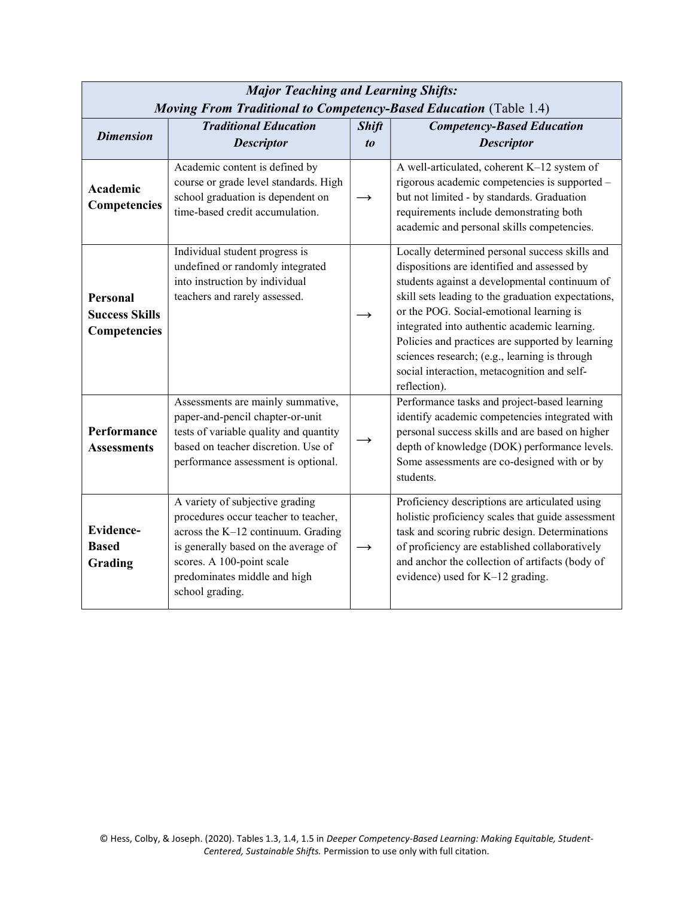| ***Major Teaching and Learning Shifts: Moving From Traditional to Competency-Based Education*** (Table 1.4) | | | |
|---|---|---|---|
| ***Dimension*** | ***Traditional Education Descriptor*** | ***Shift to*** | ***Competency-Based Education Descriptor*** |
| **Academic Competencies** | Academic content is defined by course or grade level standards. High school graduation is dependent on time-based credit accumulation. | → | A well-articulated, coherent K–12 system of rigorous academic competencies is supported – but not limited - by standards. Graduation requirements include demonstrating both academic and personal skills competencies. |
| **Personal Success Skills Competencies** | Individual student progress is undefined or randomly integrated into instruction by individual teachers and rarely assessed. | → | Locally determined personal success skills and dispositions are identified and assessed by students against a developmental continuum of skill sets leading to the graduation expectations, or the POG. Social-emotional learning is integrated into authentic academic learning. Policies and practices are supported by learning sciences research; (e.g., learning is through social interaction, metacognition and self-reflection). |
| **Performance Assessments** | Assessments are mainly summative, paper-and-pencil chapter-or-unit tests of variable quality and quantity based on teacher discretion. Use of performance assessment is optional. | → | Performance tasks and project-based learning identify academic competencies integrated with personal success skills and are based on higher depth of knowledge (DOK) performance levels. Some assessments are co-designed with or by students. |
| **Evidence-Based Grading** | A variety of subjective grading procedures occur teacher to teacher, across the K–12 continuum. Grading is generally based on the average of scores. A 100-point scale predominates middle and high school grading. | → | Proficiency descriptions are articulated using holistic proficiency scales that guide assessment task and scoring rubric design. Determinations of proficiency are established collaboratively and anchor the collection of artifacts (body of evidence) used for K–12 grading. |

© Hess, Colby, & Joseph. (2020). Tables 1.3, 1.4, 1.5 in *Deeper Competency-Based Learning: Making Equitable, Student-Centered, Sustainable Shifts.* Permission to use only with full citation.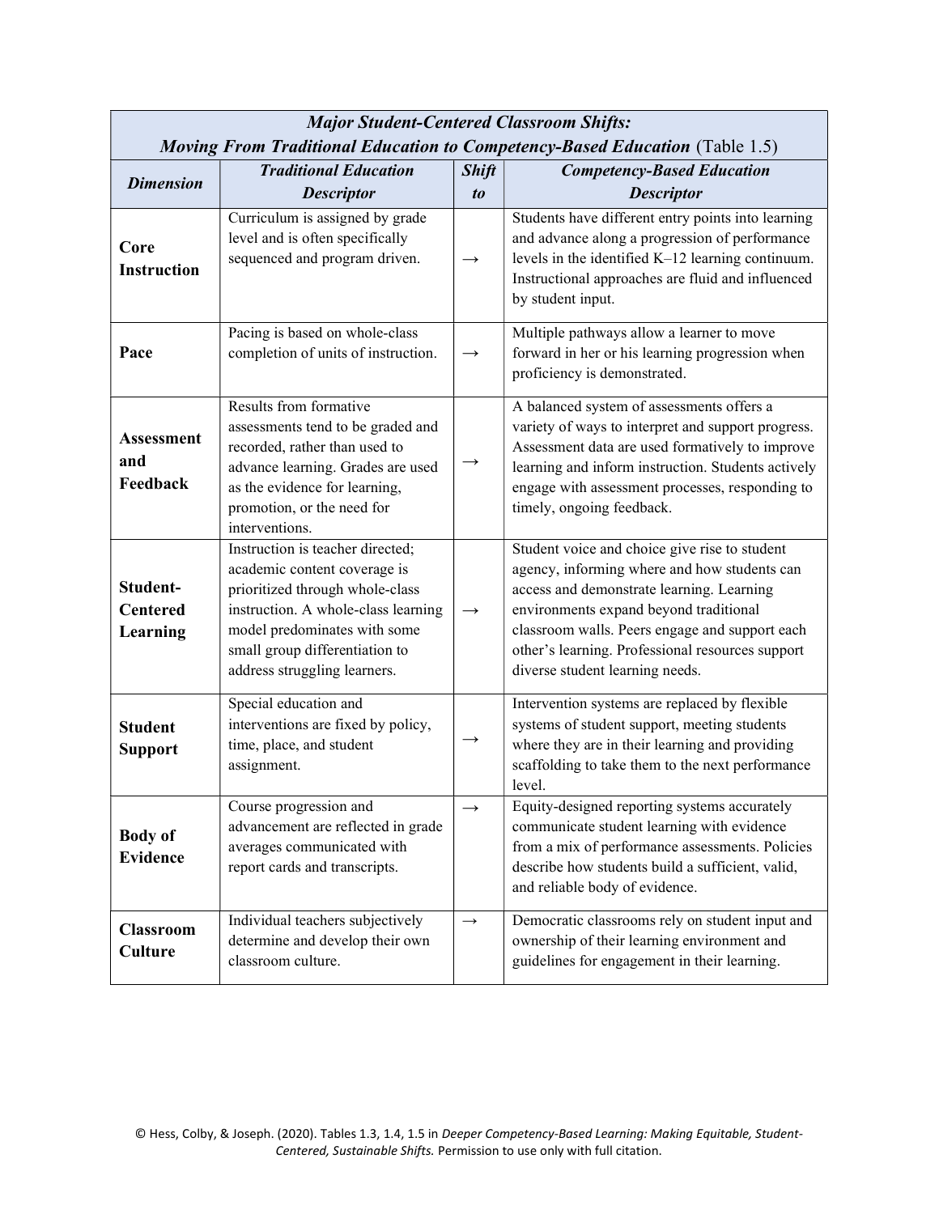| ***Major Student-Centered Classroom Shifts: Moving From Traditional Education to Competency-Based Education*** (Table 1.5) | | | |
|---|---|---|---|
| ***Dimension*** | ***Traditional Education Descriptor*** | ***Shift to*** | ***Competency-Based Education Descriptor*** |
| **Core Instruction** | Curriculum is assigned by grade level and is often specifically sequenced and program driven. | → | Students have different entry points into learning and advance along a progression of performance levels in the identified K–12 learning continuum. Instructional approaches are fluid and influenced by student input. |
| **Pace** | Pacing is based on whole-class completion of units of instruction. | → | Multiple pathways allow a learner to move forward in her or his learning progression when proficiency is demonstrated. |
| **Assessment and Feedback** | Results from formative assessments tend to be graded and recorded, rather than used to advance learning. Grades are used as the evidence for learning, promotion, or the need for interventions. | → | A balanced system of assessments offers a variety of ways to interpret and support progress. Assessment data are used formatively to improve learning and inform instruction. Students actively engage with assessment processes, responding to timely, ongoing feedback. |
| **Student-Centered Learning** | Instruction is teacher directed; academic content coverage is prioritized through whole-class instruction. A whole-class learning model predominates with some small group differentiation to address struggling learners. | → | Student voice and choice give rise to student agency, informing where and how students can access and demonstrate learning. Learning environments expand beyond traditional classroom walls. Peers engage and support each other's learning. Professional resources support diverse student learning needs. |
| **Student Support** | Special education and interventions are fixed by policy, time, place, and student assignment. | → | Intervention systems are replaced by flexible systems of student support, meeting students where they are in their learning and providing scaffolding to take them to the next performance level. |
| **Body of Evidence** | Course progression and advancement are reflected in grade averages communicated with report cards and transcripts. | → | Equity-designed reporting systems accurately communicate student learning with evidence from a mix of performance assessments. Policies describe how students build a sufficient, valid, and reliable body of evidence. |
| **Classroom Culture** | Individual teachers subjectively determine and develop their own classroom culture. | → | Democratic classrooms rely on student input and ownership of their learning environment and guidelines for engagement in their learning. |

© Hess, Colby, & Joseph. (2020). Tables 1.3, 1.4, 1.5 in *Deeper Competency-Based Learning: Making Equitable, Student-Centered, Sustainable Shifts.* Permission to use only with full citation.